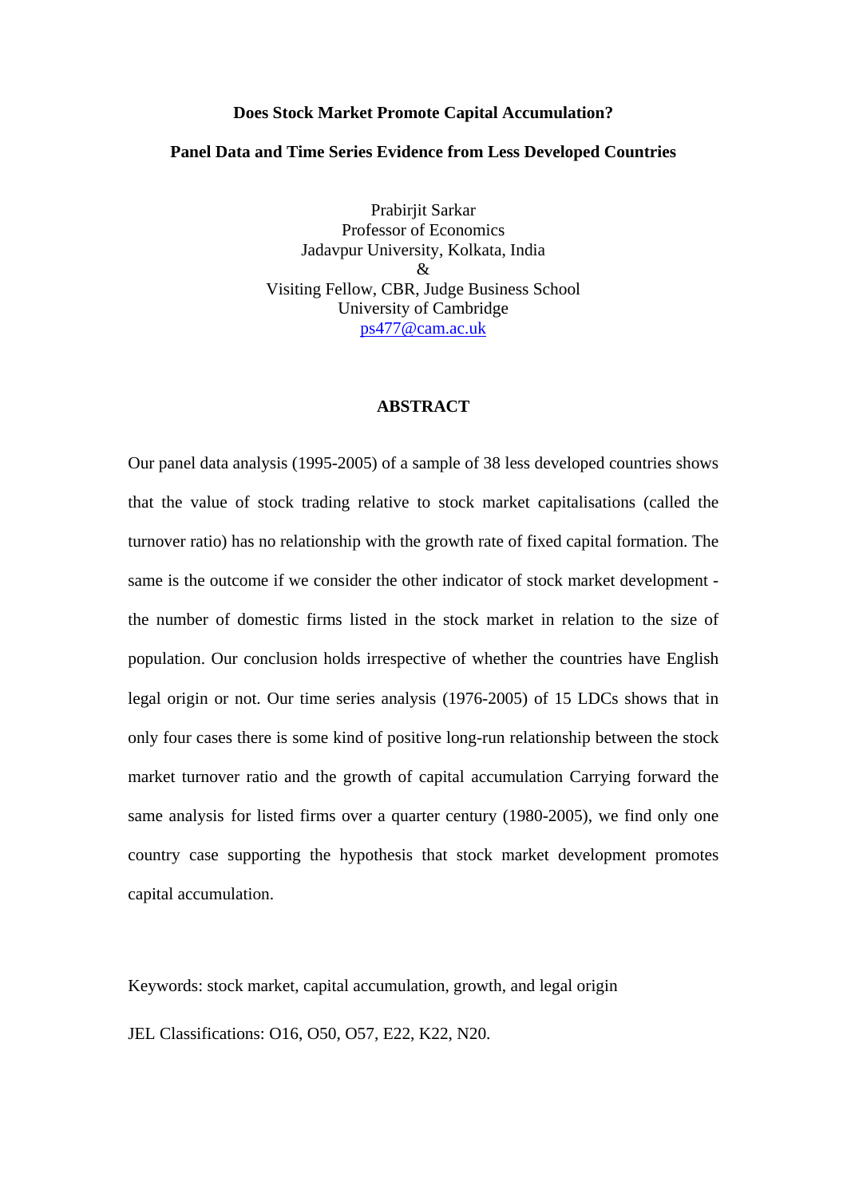# Does Stock Market Promote Capital Accumulation?

## Panel Data and Time Series Evidence from Less Developed Countries

Prabirjit Sarkar
Professor of Economics
Jadavpur University, Kolkata, India
&
Visiting Fellow, CBR, Judge Business School
University of Cambridge
ps477@cam.ac.uk

### ABSTRACT

Our panel data analysis (1995-2005) of a sample of 38 less developed countries shows that the value of stock trading relative to stock market capitalisations (called the turnover ratio) has no relationship with the growth rate of fixed capital formation. The same is the outcome if we consider the other indicator of stock market development - the number of domestic firms listed in the stock market in relation to the size of population. Our conclusion holds irrespective of whether the countries have English legal origin or not. Our time series analysis (1976-2005) of 15 LDCs shows that in only four cases there is some kind of positive long-run relationship between the stock market turnover ratio and the growth of capital accumulation Carrying forward the same analysis for listed firms over a quarter century (1980-2005), we find only one country case supporting the hypothesis that stock market development promotes capital accumulation.

Keywords: stock market, capital accumulation, growth, and legal origin

JEL Classifications: O16, O50, O57, E22, K22, N20.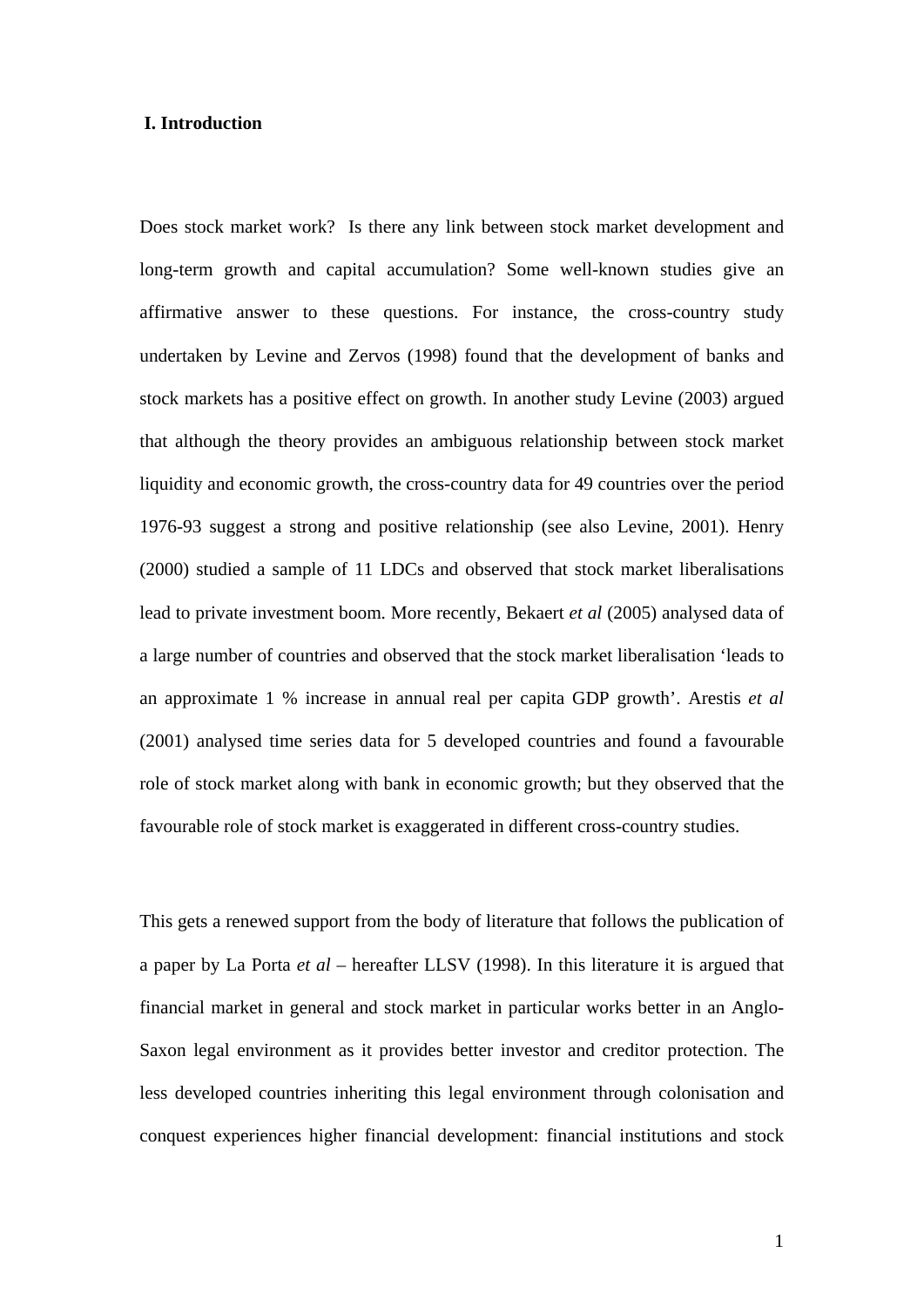## I. Introduction

Does stock market work? Is there any link between stock market development and long-term growth and capital accumulation? Some well-known studies give an affirmative answer to these questions. For instance, the cross-country study undertaken by Levine and Zervos (1998) found that the development of banks and stock markets has a positive effect on growth. In another study Levine (2003) argued that although the theory provides an ambiguous relationship between stock market liquidity and economic growth, the cross-country data for 49 countries over the period 1976-93 suggest a strong and positive relationship (see also Levine, 2001). Henry (2000) studied a sample of 11 LDCs and observed that stock market liberalisations lead to private investment boom. More recently, Bekaert *et al* (2005) analysed data of a large number of countries and observed that the stock market liberalisation 'leads to an approximate 1 % increase in annual real per capita GDP growth'. Arestis *et al* (2001) analysed time series data for 5 developed countries and found a favourable role of stock market along with bank in economic growth; but they observed that the favourable role of stock market is exaggerated in different cross-country studies.

This gets a renewed support from the body of literature that follows the publication of a paper by La Porta *et al* – hereafter LLSV (1998). In this literature it is argued that financial market in general and stock market in particular works better in an Anglo-Saxon legal environment as it provides better investor and creditor protection. The less developed countries inheriting this legal environment through colonisation and conquest experiences higher financial development: financial institutions and stock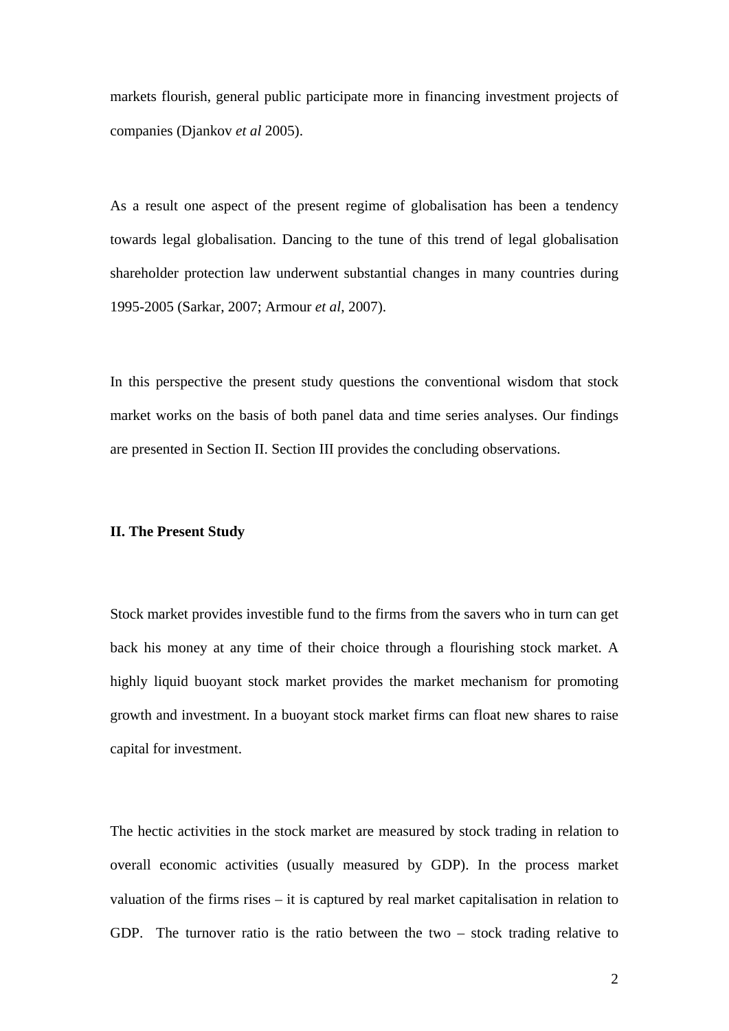markets flourish, general public participate more in financing investment projects of companies (Djankov *et al* 2005).

As a result one aspect of the present regime of globalisation has been a tendency towards legal globalisation. Dancing to the tune of this trend of legal globalisation shareholder protection law underwent substantial changes in many countries during 1995-2005 (Sarkar, 2007; Armour *et al*, 2007).

In this perspective the present study questions the conventional wisdom that stock market works on the basis of both panel data and time series analyses. Our findings are presented in Section II. Section III provides the concluding observations.

## II. The Present Study

Stock market provides investible fund to the firms from the savers who in turn can get back his money at any time of their choice through a flourishing stock market. A highly liquid buoyant stock market provides the market mechanism for promoting growth and investment. In a buoyant stock market firms can float new shares to raise capital for investment.

The hectic activities in the stock market are measured by stock trading in relation to overall economic activities (usually measured by GDP). In the process market valuation of the firms rises – it is captured by real market capitalisation in relation to GDP. The turnover ratio is the ratio between the two – stock trading relative to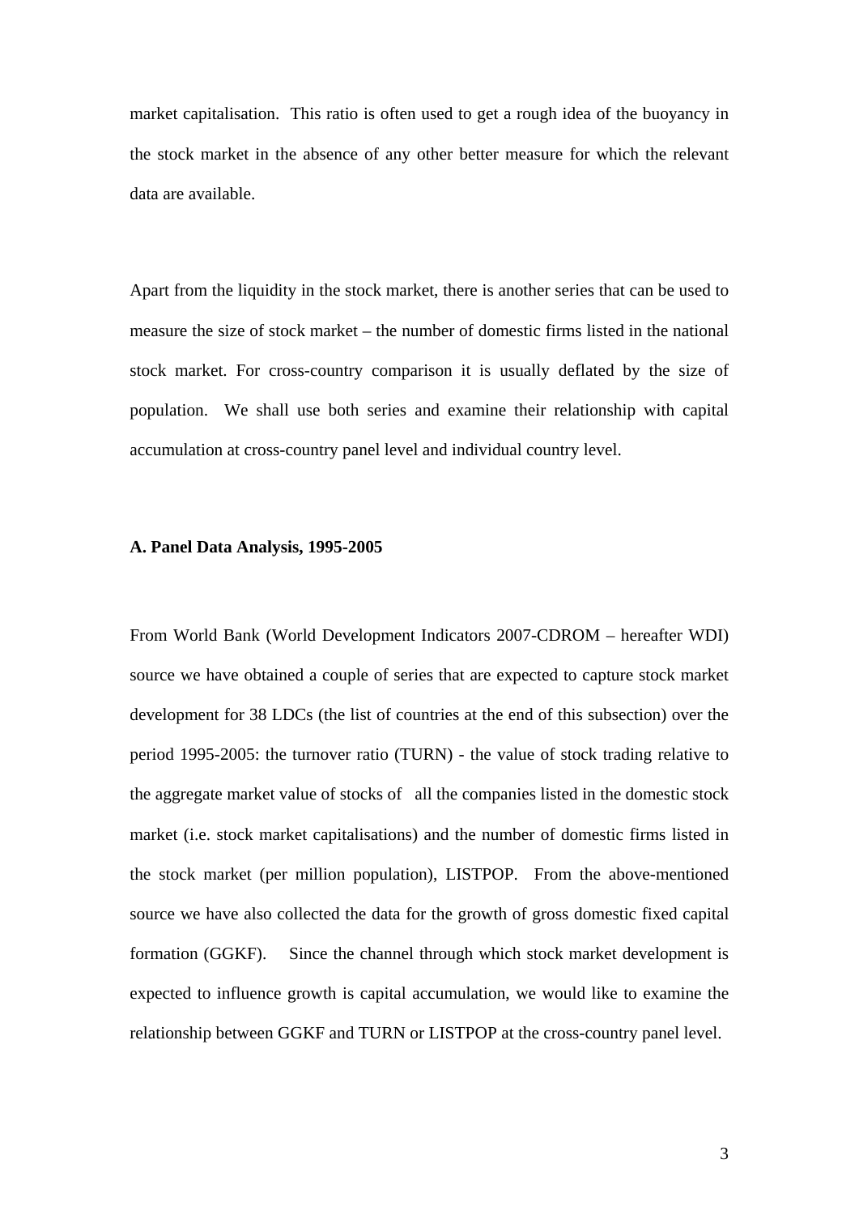market capitalisation. This ratio is often used to get a rough idea of the buoyancy in the stock market in the absence of any other better measure for which the relevant data are available.

Apart from the liquidity in the stock market, there is another series that can be used to measure the size of stock market – the number of domestic firms listed in the national stock market. For cross-country comparison it is usually deflated by the size of population. We shall use both series and examine their relationship with capital accumulation at cross-country panel level and individual country level.

**A. Panel Data Analysis, 1995-2005**

From World Bank (World Development Indicators 2007-CDROM – hereafter WDI) source we have obtained a couple of series that are expected to capture stock market development for 38 LDCs (the list of countries at the end of this subsection) over the period 1995-2005: the turnover ratio (TURN) - the value of stock trading relative to the aggregate market value of stocks of all the companies listed in the domestic stock market (i.e. stock market capitalisations) and the number of domestic firms listed in the stock market (per million population), LISTPOP. From the above-mentioned source we have also collected the data for the growth of gross domestic fixed capital formation (GGKF). Since the channel through which stock market development is expected to influence growth is capital accumulation, we would like to examine the relationship between GGKF and TURN or LISTPOP at the cross-country panel level.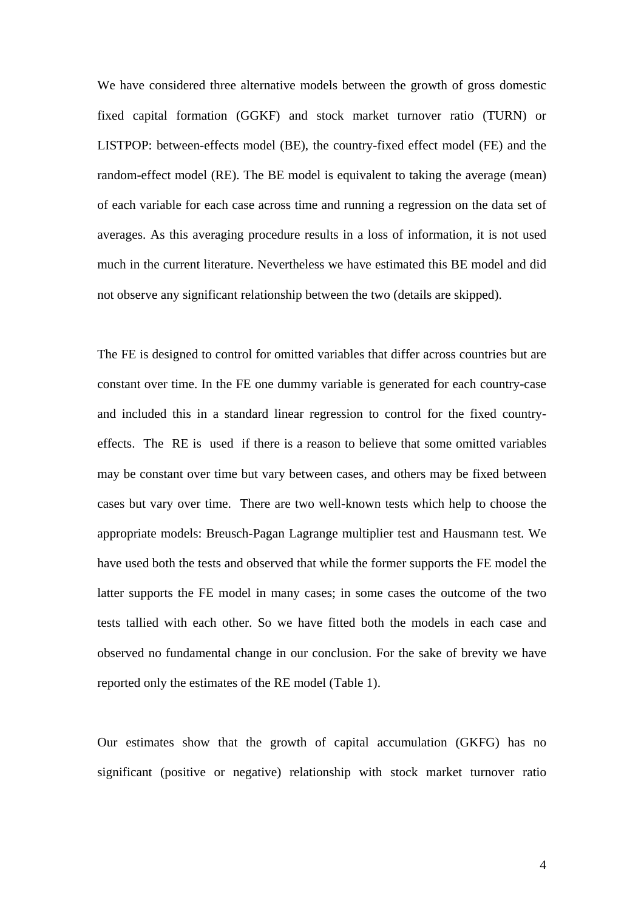We have considered three alternative models between the growth of gross domestic fixed capital formation (GGKF) and stock market turnover ratio (TURN) or LISTPOP: between-effects model (BE), the country-fixed effect model (FE) and the random-effect model (RE). The BE model is equivalent to taking the average (mean) of each variable for each case across time and running a regression on the data set of averages. As this averaging procedure results in a loss of information, it is not used much in the current literature. Nevertheless we have estimated this BE model and did not observe any significant relationship between the two (details are skipped).

The FE is designed to control for omitted variables that differ across countries but are constant over time. In the FE one dummy variable is generated for each country-case and included this in a standard linear regression to control for the fixed country-effects. The RE is used if there is a reason to believe that some omitted variables may be constant over time but vary between cases, and others may be fixed between cases but vary over time. There are two well-known tests which help to choose the appropriate models: Breusch-Pagan Lagrange multiplier test and Hausmann test. We have used both the tests and observed that while the former supports the FE model the latter supports the FE model in many cases; in some cases the outcome of the two tests tallied with each other. So we have fitted both the models in each case and observed no fundamental change in our conclusion. For the sake of brevity we have reported only the estimates of the RE model (Table 1).

Our estimates show that the growth of capital accumulation (GKFG) has no significant (positive or negative) relationship with stock market turnover ratio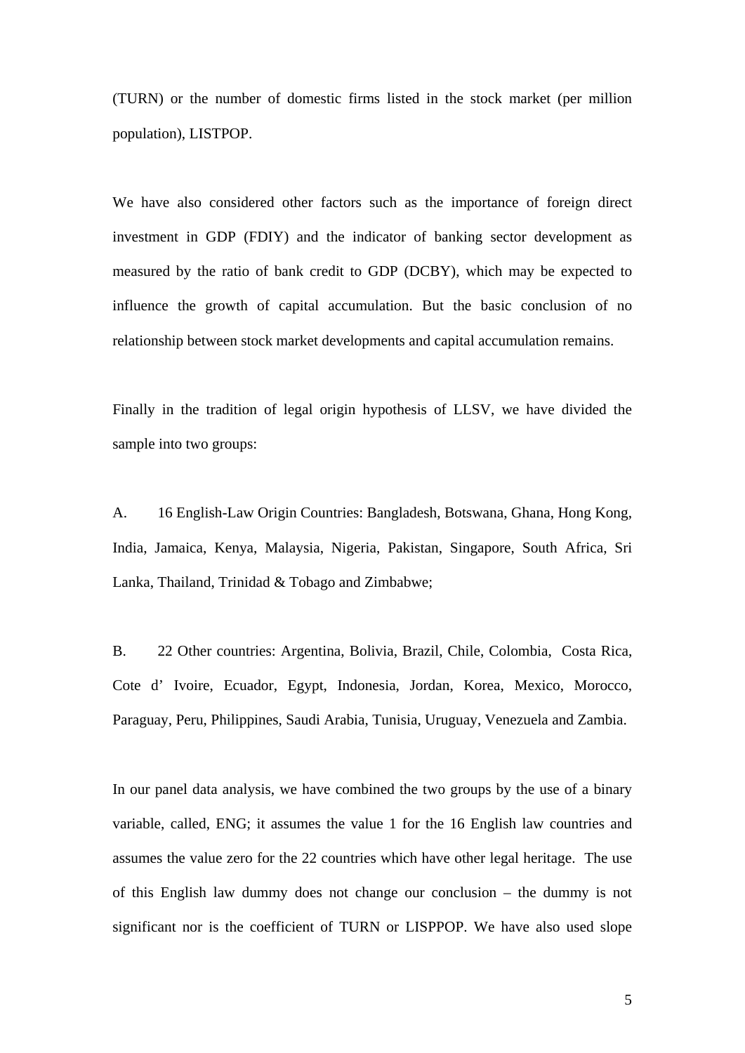(TURN) or the number of domestic firms listed in the stock market (per million population), LISTPOP.

We have also considered other factors such as the importance of foreign direct investment in GDP (FDIY) and the indicator of banking sector development as measured by the ratio of bank credit to GDP (DCBY), which may be expected to influence the growth of capital accumulation. But the basic conclusion of no relationship between stock market developments and capital accumulation remains.

Finally in the tradition of legal origin hypothesis of LLSV, we have divided the sample into two groups:

A. 16 English-Law Origin Countries: Bangladesh, Botswana, Ghana, Hong Kong, India, Jamaica, Kenya, Malaysia, Nigeria, Pakistan, Singapore, South Africa, Sri Lanka, Thailand, Trinidad & Tobago and Zimbabwe;

B. 22 Other countries: Argentina, Bolivia, Brazil, Chile, Colombia, Costa Rica, Cote d' Ivoire, Ecuador, Egypt, Indonesia, Jordan, Korea, Mexico, Morocco, Paraguay, Peru, Philippines, Saudi Arabia, Tunisia, Uruguay, Venezuela and Zambia.

In our panel data analysis, we have combined the two groups by the use of a binary variable, called, ENG; it assumes the value 1 for the 16 English law countries and assumes the value zero for the 22 countries which have other legal heritage. The use of this English law dummy does not change our conclusion – the dummy is not significant nor is the coefficient of TURN or LISPPOP. We have also used slope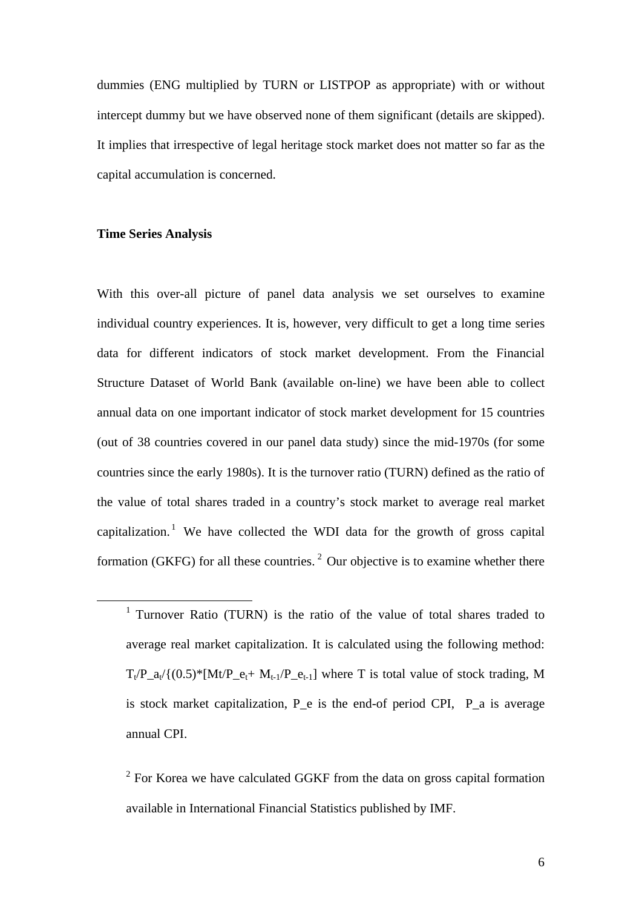dummies (ENG multiplied by TURN or LISTPOP as appropriate) with or without intercept dummy but we have observed none of them significant (details are skipped). It implies that irrespective of legal heritage stock market does not matter so far as the capital accumulation is concerned.

**Time Series Analysis**

With this over-all picture of panel data analysis we set ourselves to examine individual country experiences. It is, however, very difficult to get a long time series data for different indicators of stock market development. From the Financial Structure Dataset of World Bank (available on-line) we have been able to collect annual data on one important indicator of stock market development for 15 countries (out of 38 countries covered in our panel data study) since the mid-1970s (for some countries since the early 1980s). It is the turnover ratio (TURN) defined as the ratio of the value of total shares traded in a country's stock market to average real market capitalization.[1] We have collected the WDI data for the growth of gross capital formation (GKFG) for all these countries.[2] Our objective is to examine whether there

---

[1] Turnover Ratio (TURN) is the ratio of the value of total shares traded to average real market capitalization. It is calculated using the following method: $T_t/P\_a_t/\{(0.5)*[Mt/P\_e_t + M_{t-1}/P\_e_{t-1}]$ where T is total value of stock trading, M is stock market capitalization, P_e is the end-of period CPI, P_a is average annual CPI.

[2] For Korea we have calculated GGKF from the data on gross capital formation available in International Financial Statistics published by IMF.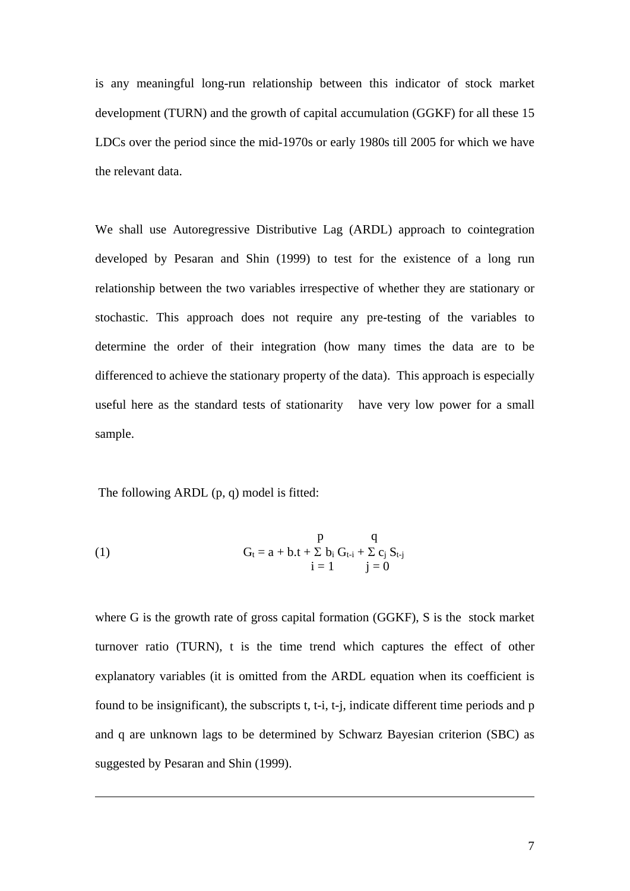is any meaningful long-run relationship between this indicator of stock market development (TURN) and the growth of capital accumulation (GGKF) for all these 15 LDCs over the period since the mid-1970s or early 1980s till 2005 for which we have the relevant data.

We shall use Autoregressive Distributive Lag (ARDL) approach to cointegration developed by Pesaran and Shin (1999) to test for the existence of a long run relationship between the two variables irrespective of whether they are stationary or stochastic. This approach does not require any pre-testing of the variables to determine the order of their integration (how many times the data are to be differenced to achieve the stationary property of the data). This approach is especially useful here as the standard tests of stationarity have very low power for a small sample.

The following ARDL (p, q) model is fitted:

$$G_t = a + b.t + \sum_{i=1}^{p} b_i G_{t-i} + \sum_{j=0}^{q} c_j S_{t-j} \tag{1}$$

where G is the growth rate of gross capital formation (GGKF), S is the stock market turnover ratio (TURN), t is the time trend which captures the effect of other explanatory variables (it is omitted from the ARDL equation when its coefficient is found to be insignificant), the subscripts t, t-i, t-j, indicate different time periods and p and q are unknown lags to be determined by Schwarz Bayesian criterion (SBC) as suggested by Pesaran and Shin (1999).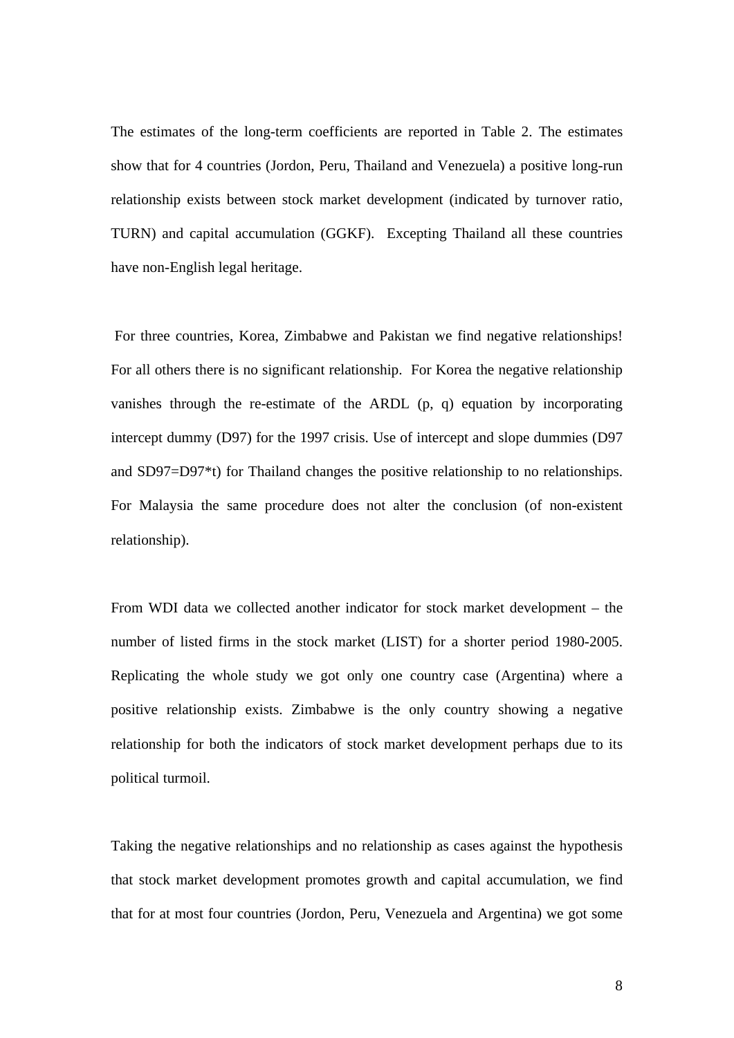The estimates of the long-term coefficients are reported in Table 2. The estimates show that for 4 countries (Jordon, Peru, Thailand and Venezuela) a positive long-run relationship exists between stock market development (indicated by turnover ratio, TURN) and capital accumulation (GGKF). Excepting Thailand all these countries have non-English legal heritage.

For three countries, Korea, Zimbabwe and Pakistan we find negative relationships! For all others there is no significant relationship. For Korea the negative relationship vanishes through the re-estimate of the ARDL (p, q) equation by incorporating intercept dummy (D97) for the 1997 crisis. Use of intercept and slope dummies (D97 and SD97=D97*t) for Thailand changes the positive relationship to no relationships. For Malaysia the same procedure does not alter the conclusion (of non-existent relationship).

From WDI data we collected another indicator for stock market development – the number of listed firms in the stock market (LIST) for a shorter period 1980-2005. Replicating the whole study we got only one country case (Argentina) where a positive relationship exists. Zimbabwe is the only country showing a negative relationship for both the indicators of stock market development perhaps due to its political turmoil.

Taking the negative relationships and no relationship as cases against the hypothesis that stock market development promotes growth and capital accumulation, we find that for at most four countries (Jordon, Peru, Venezuela and Argentina) we got some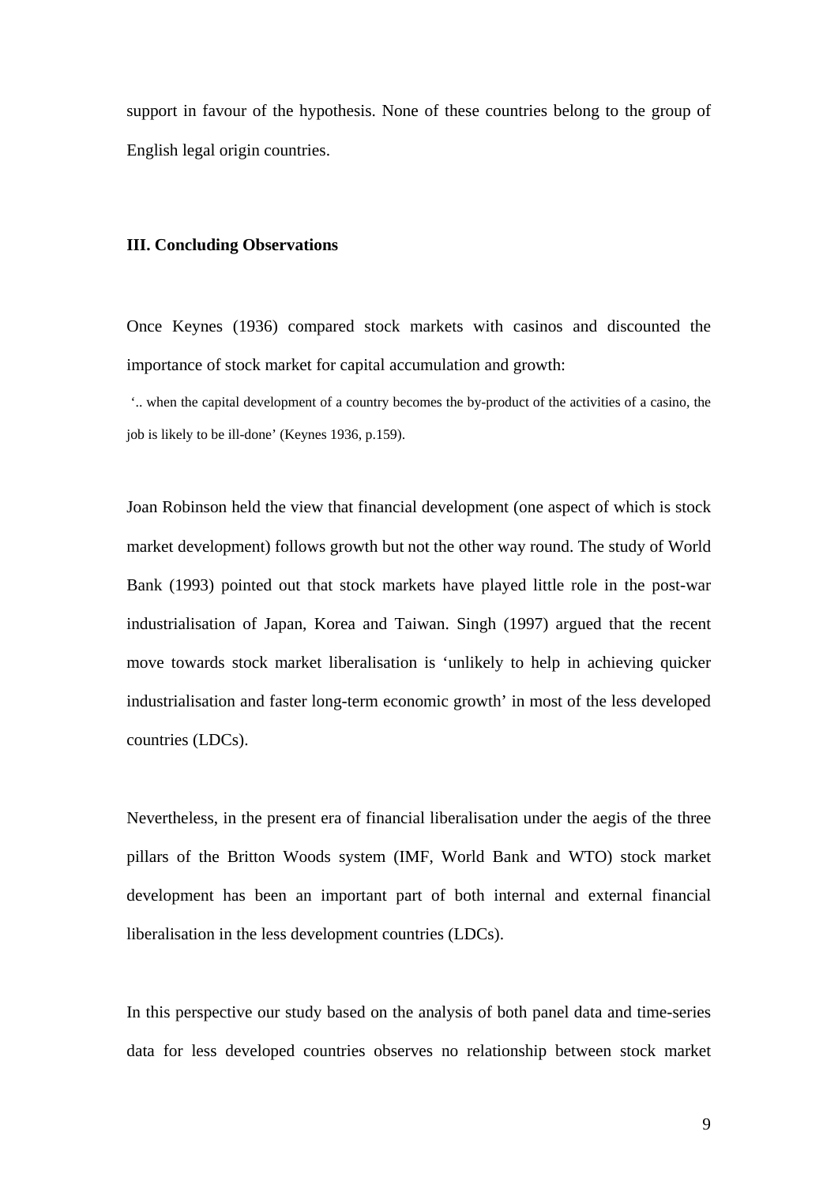support in favour of the hypothesis. None of these countries belong to the group of English legal origin countries.

### III. Concluding Observations

Once Keynes (1936) compared stock markets with casinos and discounted the importance of stock market for capital accumulation and growth:

> '.. when the capital development of a country becomes the by-product of the activities of a casino, the job is likely to be ill-done' (Keynes 1936, p.159).

Joan Robinson held the view that financial development (one aspect of which is stock market development) follows growth but not the other way round. The study of World Bank (1993) pointed out that stock markets have played little role in the post-war industrialisation of Japan, Korea and Taiwan. Singh (1997) argued that the recent move towards stock market liberalisation is 'unlikely to help in achieving quicker industrialisation and faster long-term economic growth' in most of the less developed countries (LDCs).

Nevertheless, in the present era of financial liberalisation under the aegis of the three pillars of the Britton Woods system (IMF, World Bank and WTO) stock market development has been an important part of both internal and external financial liberalisation in the less development countries (LDCs).

In this perspective our study based on the analysis of both panel data and time-series data for less developed countries observes no relationship between stock market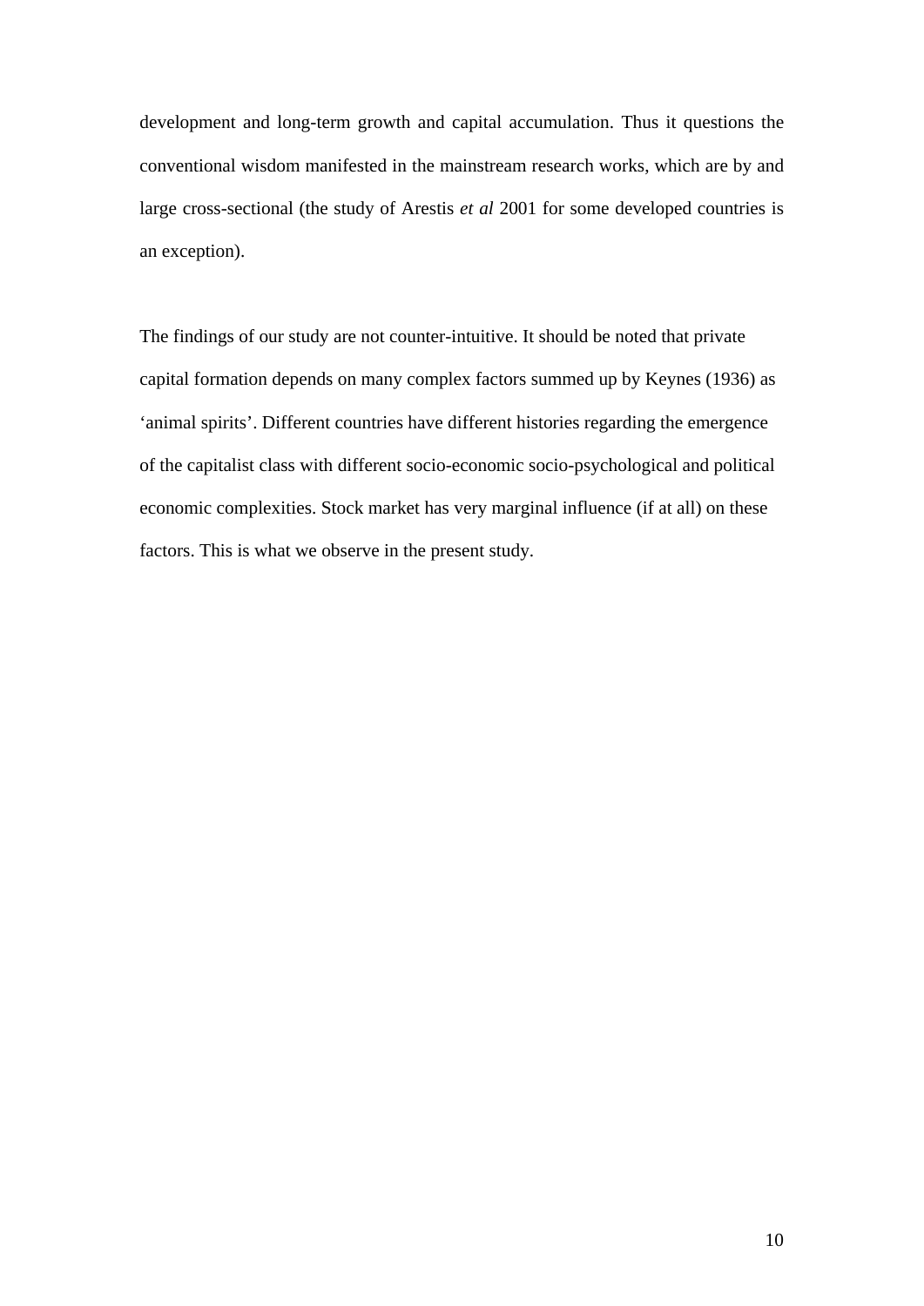development and long-term growth and capital accumulation. Thus it questions the conventional wisdom manifested in the mainstream research works, which are by and large cross-sectional (the study of Arestis *et al* 2001 for some developed countries is an exception).

The findings of our study are not counter-intuitive. It should be noted that private capital formation depends on many complex factors summed up by Keynes (1936) as 'animal spirits'. Different countries have different histories regarding the emergence of the capitalist class with different socio-economic socio-psychological and political economic complexities. Stock market has very marginal influence (if at all) on these factors. This is what we observe in the present study.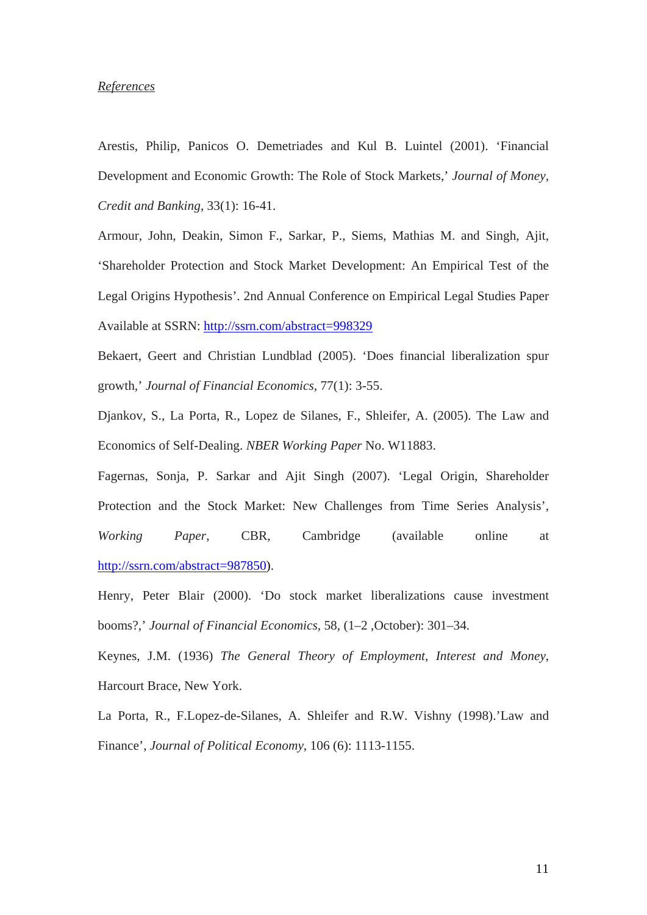*References*

Arestis, Philip, Panicos O. Demetriades and Kul B. Luintel (2001). 'Financial Development and Economic Growth: The Role of Stock Markets,' *Journal of Money, Credit and Banking*, 33(1): 16-41.

Armour, John, Deakin, Simon F., Sarkar, P., Siems, Mathias M. and Singh, Ajit, 'Shareholder Protection and Stock Market Development: An Empirical Test of the Legal Origins Hypothesis'. 2nd Annual Conference on Empirical Legal Studies Paper Available at SSRN: http://ssrn.com/abstract=998329

Bekaert, Geert and Christian Lundblad (2005). 'Does financial liberalization spur growth,' *Journal of Financial Economics*, 77(1): 3-55.

Djankov, S., La Porta, R., Lopez de Silanes, F., Shleifer, A. (2005). The Law and Economics of Self-Dealing. *NBER Working Paper* No. W11883.

Fagernas, Sonja, P. Sarkar and Ajit Singh (2007). 'Legal Origin, Shareholder Protection and the Stock Market: New Challenges from Time Series Analysis', *Working Paper*, CBR, Cambridge (available online at http://ssrn.com/abstract=987850).

Henry, Peter Blair (2000). 'Do stock market liberalizations cause investment booms?,' *Journal of Financial Economics*, 58, (1–2 ,October): 301–34.

Keynes, J.M. (1936) *The General Theory of Employment, Interest and Money*, Harcourt Brace, New York.

La Porta, R., F.Lopez-de-Silanes, A. Shleifer and R.W. Vishny (1998).'Law and Finance', *Journal of Political Economy*, 106 (6): 1113-1155.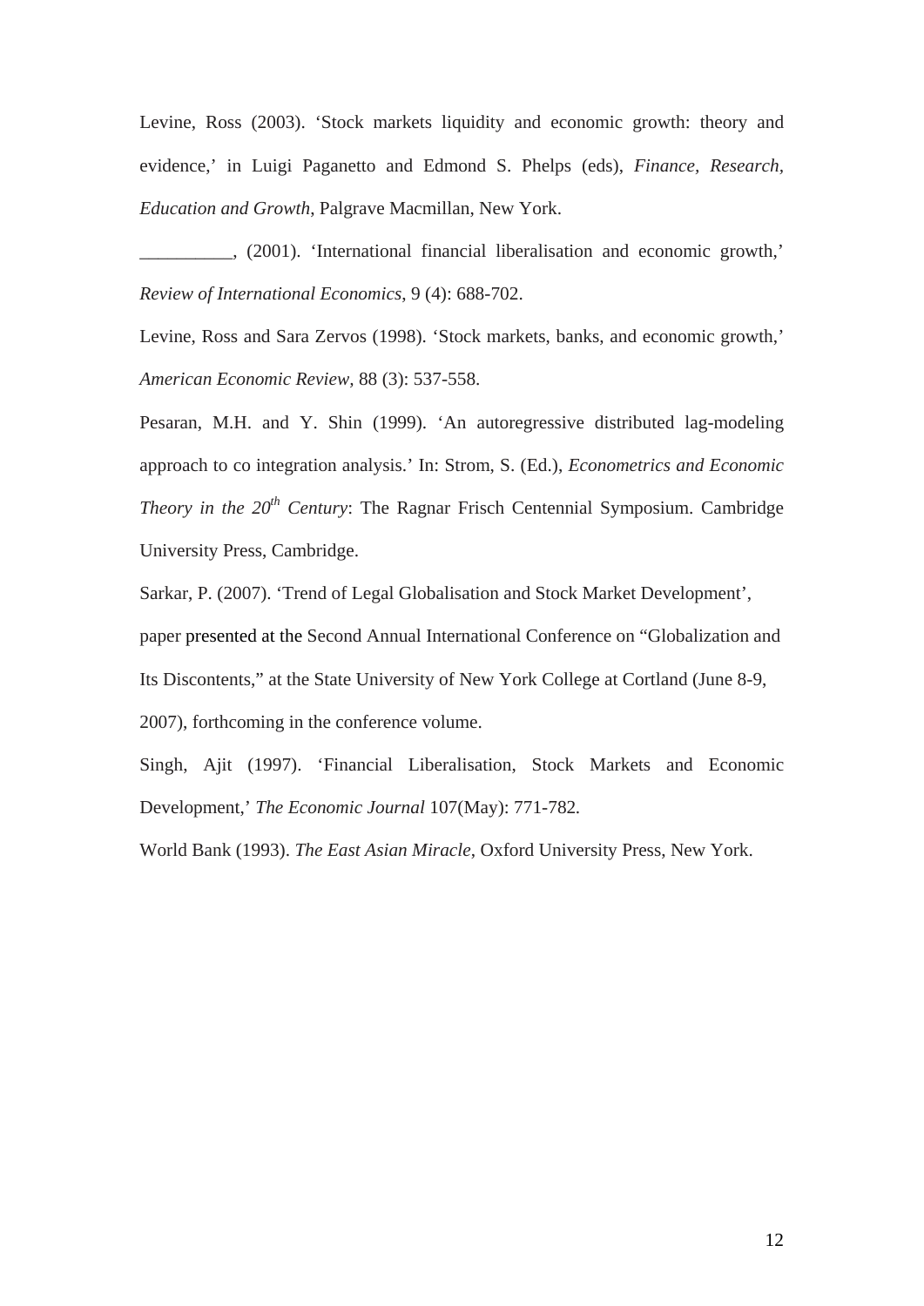Levine, Ross (2003). 'Stock markets liquidity and economic growth: theory and evidence,' in Luigi Paganetto and Edmond S. Phelps (eds), *Finance, Research, Education and Growth*, Palgrave Macmillan, New York.

__________, (2001). 'International financial liberalisation and economic growth,' *Review of International Economics*, 9 (4): 688-702.

Levine, Ross and Sara Zervos (1998). 'Stock markets, banks, and economic growth,' *American Economic Review*, 88 (3): 537-558.

Pesaran, M.H. and Y. Shin (1999). 'An autoregressive distributed lag-modeling approach to co integration analysis.' In: Strom, S. (Ed.), *Econometrics and Economic Theory in the 20th Century*: The Ragnar Frisch Centennial Symposium. Cambridge University Press, Cambridge.

Sarkar, P. (2007). 'Trend of Legal Globalisation and Stock Market Development', paper presented at the Second Annual International Conference on "Globalization and Its Discontents," at the State University of New York College at Cortland (June 8-9, 2007), forthcoming in the conference volume.

Singh, Ajit (1997). 'Financial Liberalisation, Stock Markets and Economic Development,' *The Economic Journal* 107(May): 771-782.

World Bank (1993). *The East Asian Miracle*, Oxford University Press, New York.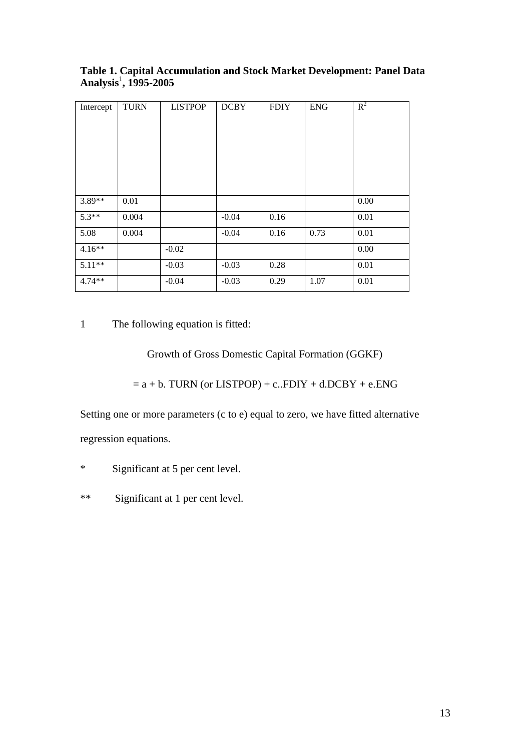**Table 1. Capital Accumulation and Stock Market Development: Panel Data Analysis[1], 1995-2005**

| Intercept | TURN | LISTPOP | DCBY | FDIY | ENG | $R^2$ |
|---|---|---|---|---|---|---|
| 3.89** | 0.01 | | | | | 0.00 |
| 5.3** | 0.004 | | -0.04 | 0.16 | | 0.01 |
| 5.08 | 0.004 | | -0.04 | 0.16 | 0.73 | 0.01 |
| 4.16** | | -0.02 | | | | 0.00 |
| 5.11** | | -0.03 | -0.03 | 0.28 | | 0.01 |
| 4.74** | | -0.04 | -0.03 | 0.29 | 1.07 | 0.01 |

1 The following equation is fitted:

Growth of Gross Domestic Capital Formation (GGKF)

= a + b. TURN (or LISTPOP) + c..FDIY + d.DCBY + e.ENG

Setting one or more parameters (c to e) equal to zero, we have fitted alternative regression equations.

* Significant at 5 per cent level.

** Significant at 1 per cent level.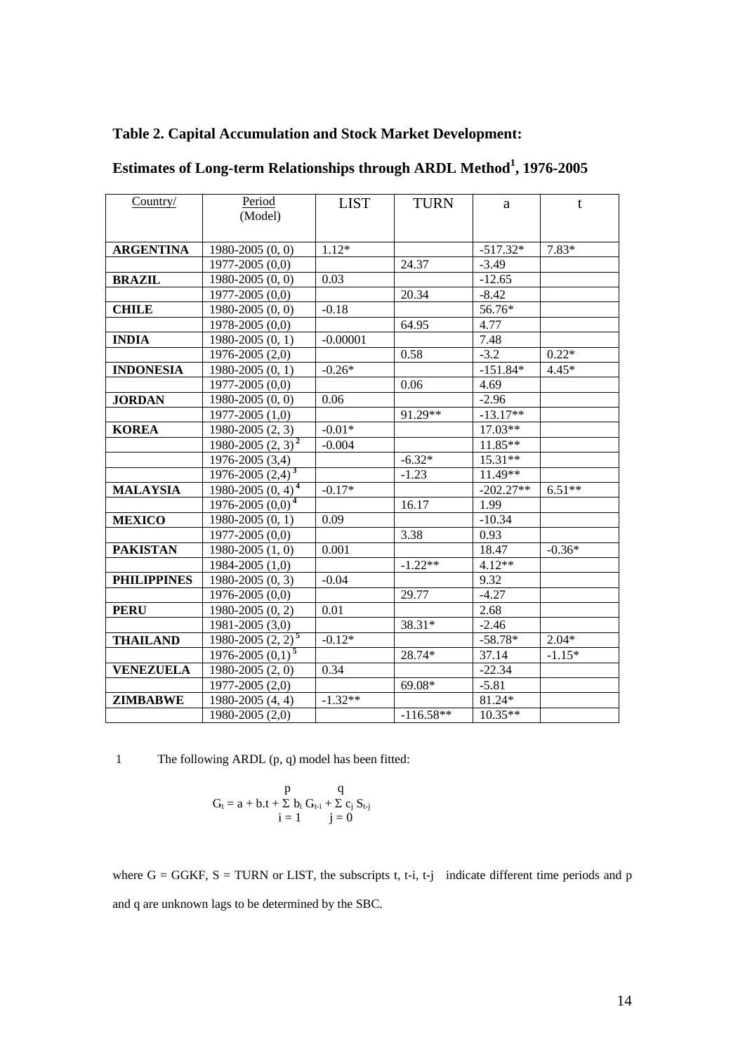**Table 2. Capital Accumulation and Stock Market Development:**

**Estimates of Long-term Relationships through ARDL Method[1], 1976-2005**

| Country/ | Period (Model) | LIST | TURN | a | t |
|---|---|---|---|---|---|
| **ARGENTINA** | 1980-2005 (0, 0) | 1.12* | | -517.32* | 7.83* |
| | 1977-2005 (0,0) | | 24.37 | -3.49 | |
| **BRAZIL** | 1980-2005 (0, 0) | 0.03 | | -12.65 | |
| | 1977-2005 (0,0) | | 20.34 | -8.42 | |
| **CHILE** | 1980-2005 (0, 0) | -0.18 | | 56.76* | |
| | 1978-2005 (0,0) | | 64.95 | 4.77 | |
| **INDIA** | 1980-2005 (0, 1) | -0.00001 | | 7.48 | |
| | 1976-2005 (2,0) | | 0.58 | -3.2 | 0.22* |
| **INDONESIA** | 1980-2005 (0, 1) | -0.26* | | -151.84* | 4.45* |
| | 1977-2005 (0,0) | | 0.06 | 4.69 | |
| **JORDAN** | 1980-2005 (0, 0) | 0.06 | | -2.96 | |
| | 1977-2005 (1,0) | | 91.29** | -13.17** | |
| **KOREA** | 1980-2005 (2, 3) | -0.01* | | 17.03** | |
| | 1980-2005 (2, 3)[2] | -0.004 | | 11.85** | |
| | 1976-2005 (3,4) | | -6.32* | 15.31** | |
| | 1976-2005 (2,4)[3] | | -1.23 | 11.49** | |
| **MALAYSIA** | 1980-2005 (0, 4)[4] | -0.17* | | -202.27** | 6.51** |
| | 1976-2005 (0,0)[4] | | 16.17 | 1.99 | |
| **MEXICO** | 1980-2005 (0, 1) | 0.09 | | -10.34 | |
| | 1977-2005 (0,0) | | 3.38 | 0.93 | |
| **PAKISTAN** | 1980-2005 (1, 0) | 0.001 | | 18.47 | -0.36* |
| | 1984-2005 (1,0) | | -1.22** | 4.12** | |
| **PHILIPPINES** | 1980-2005 (0, 3) | -0.04 | | 9.32 | |
| | 1976-2005 (0,0) | | 29.77 | -4.27 | |
| **PERU** | 1980-2005 (0, 2) | 0.01 | | 2.68 | |
| | 1981-2005 (3,0) | | 38.31* | -2.46 | |
| **THAILAND** | 1980-2005 (2, 2)[5] | -0.12* | | -58.78* | 2.04* |
| | 1976-2005 (0,1)[5] | | 28.74* | 37.14 | -1.15* |
| **VENEZUELA** | 1980-2005 (2, 0) | 0.34 | | -22.34 | |
| | 1977-2005 (2,0) | | 69.08* | -5.81 | |
| **ZIMBABWE** | 1980-2005 (4, 4) | -1.32** | | 81.24* | |
| | 1980-2005 (2,0) | | -116.58** | 10.35** | |

1 The following ARDL (p, q) model has been fitted:

$$G_t = a + b.t + \sum_{i=1}^{p} b_i G_{t-i} + \sum_{j=0}^{q} c_j S_{t-j}$$

where G = GGKF, S = TURN or LIST, the subscripts t, t-i, t-j indicate different time periods and p and q are unknown lags to be determined by the SBC.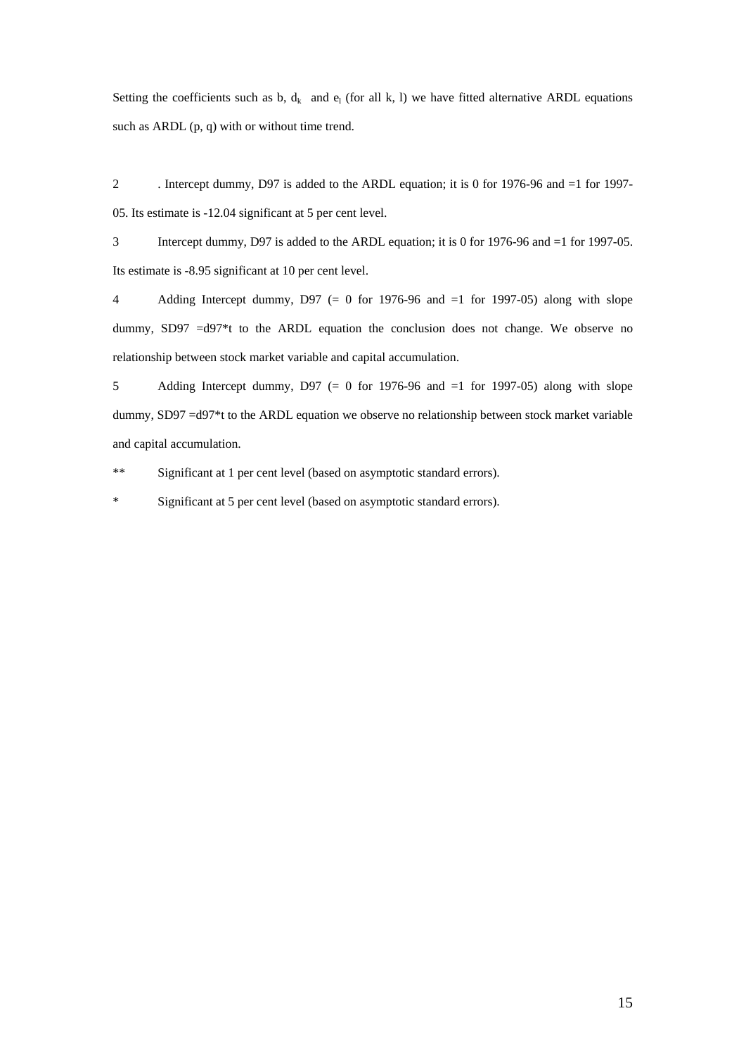Setting the coefficients such as b, $d_k$ and $e_l$ (for all k, l) we have fitted alternative ARDL equations such as ARDL (p, q) with or without time trend.

2 . Intercept dummy, D97 is added to the ARDL equation; it is 0 for 1976-96 and =1 for 1997-05. Its estimate is -12.04 significant at 5 per cent level.

3 Intercept dummy, D97 is added to the ARDL equation; it is 0 for 1976-96 and =1 for 1997-05. Its estimate is -8.95 significant at 10 per cent level.

4 Adding Intercept dummy, D97 (= 0 for 1976-96 and =1 for 1997-05) along with slope dummy, SD97 =d97*t to the ARDL equation the conclusion does not change. We observe no relationship between stock market variable and capital accumulation.

5 Adding Intercept dummy, D97 (= 0 for 1976-96 and =1 for 1997-05) along with slope dummy, SD97 =d97*t to the ARDL equation we observe no relationship between stock market variable and capital accumulation.

** Significant at 1 per cent level (based on asymptotic standard errors).

* Significant at 5 per cent level (based on asymptotic standard errors).